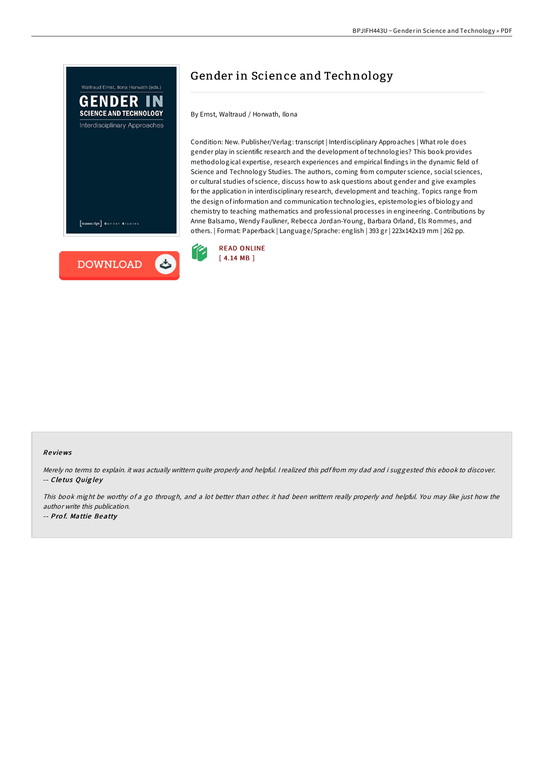# Gender in Science and Technology

By Ernst, Waltraud / Horwath, Ilona

Condition: New. Publisher/Verlag: transcript | Interdisciplinary Approaches | What role does gender play in scientific research and the development of technologies? This book provides methodological expertise, research experiences and empirical findings in the dynamic field of Science and Technology Studies. The authors, coming from computer science, social sciences, or cultural studies of science, discuss how to ask questions about gender and give examples for the application in interdisciplinary research, development and teaching. Topics range from the design of information and communication technologies, epistemologies of biology and chemistry to teaching mathematics and professional processes in engineering. Contributions by Anne Balsamo, Wendy Faulkner, Rebecca Jordan-Young, Barbara Orland, Els Rommes, and others. | Format: Paperback | Language/Sprache: english | 393 gr | 223x142x19 mm | 262 pp.

READ ONLINE
[ 4.14 MB ]

DOWNLOAD

### Reviews

*Merely no terms to explain. it was actually writtern quite properly and helpful. I realized this pdf from my dad and i suggested this ebook to discover.*

-- ***Cletus Quigley***

*This book might be worthy of a go through, and a lot better than other. it had been writtern really properly and helpful. You may like just how the author write this publication.*

-- ***Prof. Mattie Beatty***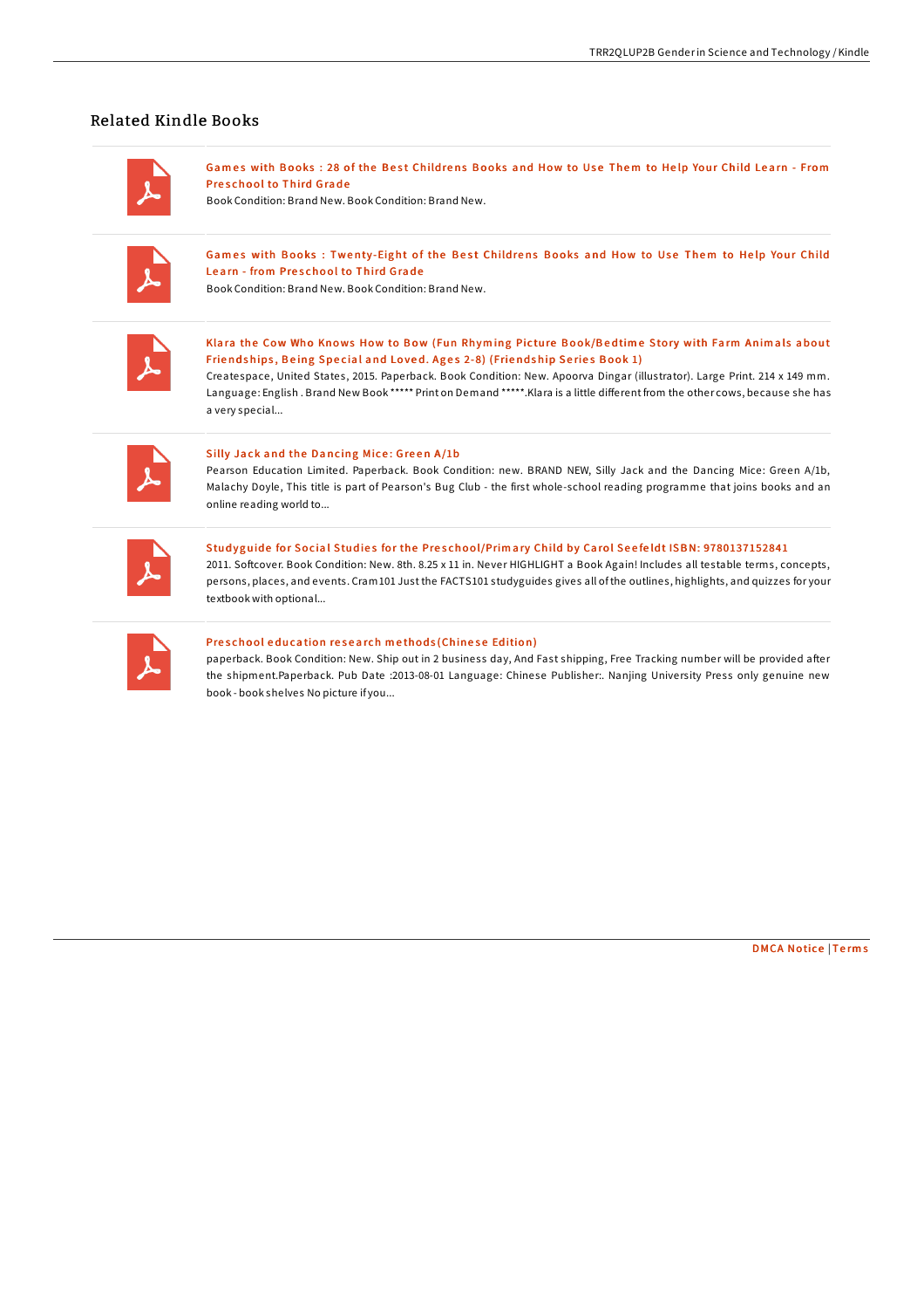## Related Kindle Books

**Games with Books : 28 of the Best Childrens Books and How to Use Them to Help Your Child Learn - From Preschool to Third Grade**

Book Condition: Brand New. Book Condition: Brand New.

**Games with Books : Twenty-Eight of the Best Childrens Books and How to Use Them to Help Your Child Learn - from Preschool to Third Grade**

Book Condition: Brand New. Book Condition: Brand New.

**Klara the Cow Who Knows How to Bow (Fun Rhyming Picture Book/Bedtime Story with Farm Animals about Friendships, Being Special and Loved. Ages 2-8) (Friendship Series Book 1)**

Createspace, United States, 2015. Paperback. Book Condition: New. Apoorva Dingar (illustrator). Large Print. 214 x 149 mm. Language: English . Brand New Book ***** Print on Demand *****.Klara is a little different from the other cows, because she has a very special...

**Silly Jack and the Dancing Mice: Green A/1b**

Pearson Education Limited. Paperback. Book Condition: new. BRAND NEW, Silly Jack and the Dancing Mice: Green A/1b, Malachy Doyle, This title is part of Pearson's Bug Club - the first whole-school reading programme that joins books and an online reading world to...

**Studyguide for Social Studies for the Preschool/Primary Child by Carol Seefeldt ISBN: 9780137152841**

2011. Softcover. Book Condition: New. 8th. 8.25 x 11 in. Never HIGHLIGHT a Book Again! Includes all testable terms, concepts, persons, places, and events. Cram101 Just the FACTS101 studyguides gives all of the outlines, highlights, and quizzes for your textbook with optional...

**Preschool education research methods(Chinese Edition)**

paperback. Book Condition: New. Ship out in 2 business day, And Fast shipping, Free Tracking number will be provided after the shipment.Paperback. Pub Date :2013-08-01 Language: Chinese Publisher:. Nanjing University Press only genuine new book - book shelves No picture if you...

DMCA Notice | Terms